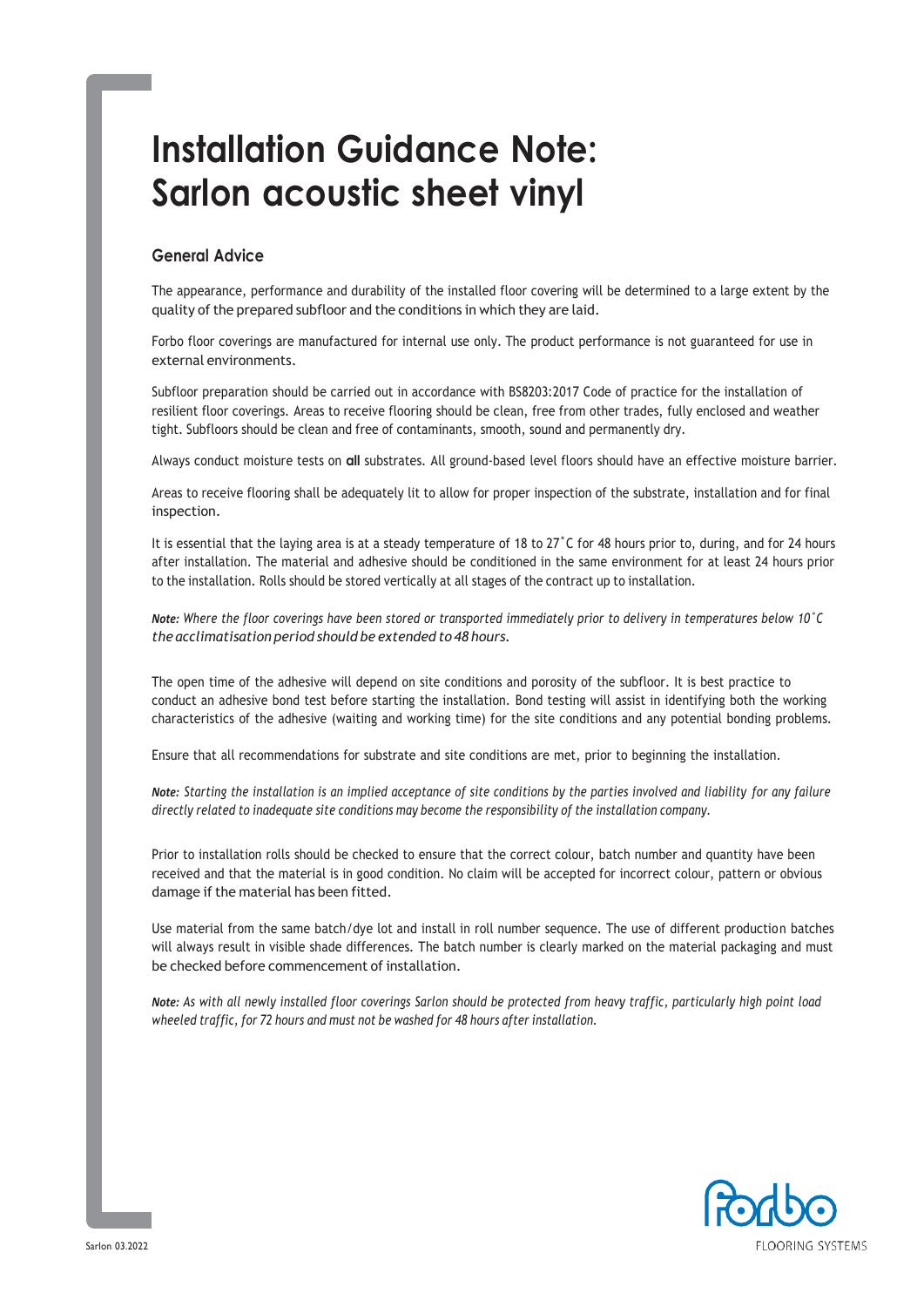# Installation Guidance Note: Sarlon acoustic sheet vinyl

## General Advice

The appearance, performance and durability of the installed floor covering will be determined to a large extent by the quality of the prepared subfloor and the conditions in which they are laid.

Forbo floor coverings are manufactured for internal use only. The product performance is not guaranteed for use in external environments.

Subfloor preparation should be carried out in accordance with BS8203:2017 Code of practice for the installation of resilient floor coverings. Areas to receive flooring should be clean, free from other trades, fully enclosed and weather tight. Subfloors should be clean and free of contaminants, smooth, sound and permanently dry.

Always conduct moisture tests on **all** substrates. All ground-based level floors should have an effective moisture barrier.

Areas to receive flooring shall be adequately lit to allow for proper inspection of the substrate, installation and for final inspection.

It is essential that the laying area is at a steady temperature of 18 to 27˚C for 48 hours prior to, during, and for 24 hours after installation. The material and adhesive should be conditioned in the same environment for at least 24 hours prior to the installation. Rolls should be stored vertically at all stages of the contract up to installation.

***Note:*** *Where the floor coverings have been stored or transported immediately prior to delivery in temperatures below 10˚C the acclimatisation period should be extended to 48 hours.*

The open time of the adhesive will depend on site conditions and porosity of the subfloor. It is best practice to conduct an adhesive bond test before starting the installation. Bond testing will assist in identifying both the working characteristics of the adhesive (waiting and working time) for the site conditions and any potential bonding problems.

Ensure that all recommendations for substrate and site conditions are met, prior to beginning the installation.

***Note:*** *Starting the installation is an implied acceptance of site conditions by the parties involved and liability for any failure directly related to inadequate site conditions may become the responsibility of the installation company.*

Prior to installation rolls should be checked to ensure that the correct colour, batch number and quantity have been received and that the material is in good condition. No claim will be accepted for incorrect colour, pattern or obvious damage if the material has been fitted.

Use material from the same batch/dye lot and install in roll number sequence. The use of different production batches will always result in visible shade differences. The batch number is clearly marked on the material packaging and must be checked before commencement of installation.

***Note:*** *As with all newly installed floor coverings Sarlon should be protected from heavy traffic, particularly high point load wheeled traffic, for 72 hours and must not be washed for 48 hours after installation.*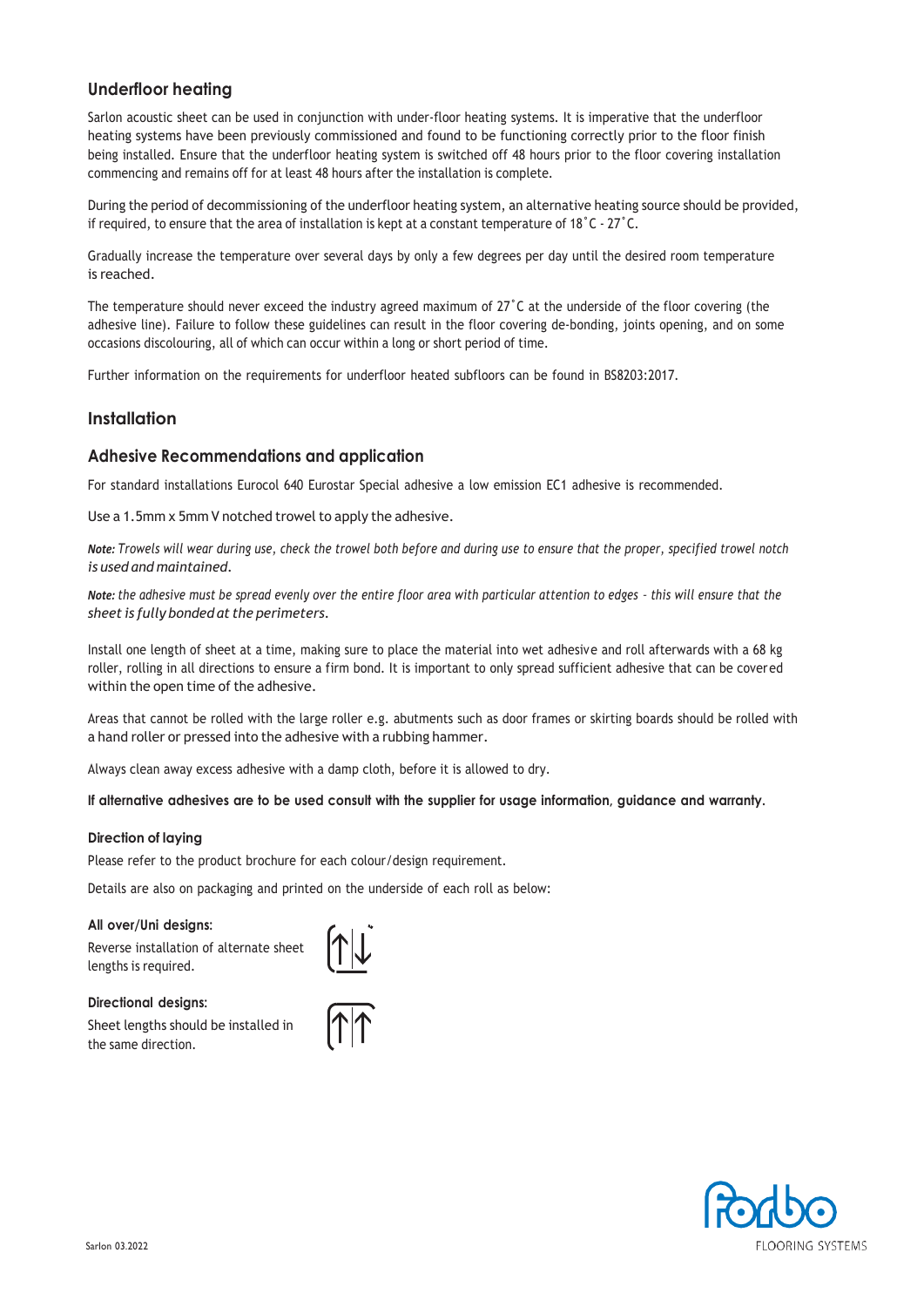## Underfloor heating

Sarlon acoustic sheet can be used in conjunction with under-floor heating systems. It is imperative that the underfloor heating systems have been previously commissioned and found to be functioning correctly prior to the floor finish being installed. Ensure that the underfloor heating system is switched off 48 hours prior to the floor covering installation commencing and remains off for at least 48 hours after the installation is complete.

During the period of decommissioning of the underfloor heating system, an alternative heating source should be provided, if required, to ensure that the area of installation is kept at a constant temperature of 18˚C - 27˚C.

Gradually increase the temperature over several days by only a few degrees per day until the desired room temperature is reached.

The temperature should never exceed the industry agreed maximum of 27˚C at the underside of the floor covering (the adhesive line). Failure to follow these guidelines can result in the floor covering de-bonding, joints opening, and on some occasions discolouring, all of which can occur within a long or short period of time.

Further information on the requirements for underfloor heated subfloors can be found in BS8203:2017.

## Installation

### Adhesive Recommendations and application

For standard installations Eurocol 640 Eurostar Special adhesive a low emission EC1 adhesive is recommended.

Use a 1.5mm x 5mm V notched trowel to apply the adhesive.

***Note:*** *Trowels will wear during use, check the trowel both before and during use to ensure that the proper, specified trowel notch is used and maintained.*

***Note:*** *the adhesive must be spread evenly over the entire floor area with particular attention to edges - this will ensure that the sheet is fully bonded at the perimeters.*

Install one length of sheet at a time, making sure to place the material into wet adhesive and roll afterwards with a 68 kg roller, rolling in all directions to ensure a firm bond. It is important to only spread sufficient adhesive that can be covered within the open time of the adhesive.

Areas that cannot be rolled with the large roller e.g. abutments such as door frames or skirting boards should be rolled with a hand roller or pressed into the adhesive with a rubbing hammer.

Always clean away excess adhesive with a damp cloth, before it is allowed to dry.

**If alternative adhesives are to be used consult with the supplier for usage information, guidance and warranty.**

#### Direction of laying

Please refer to the product brochure for each colour/design requirement.

Details are also on packaging and printed on the underside of each roll as below:

**All over/Uni designs:**

Reverse installation of alternate sheet lengths is required.

**Directional designs:**

Sheet lengths should be installed in the same direction.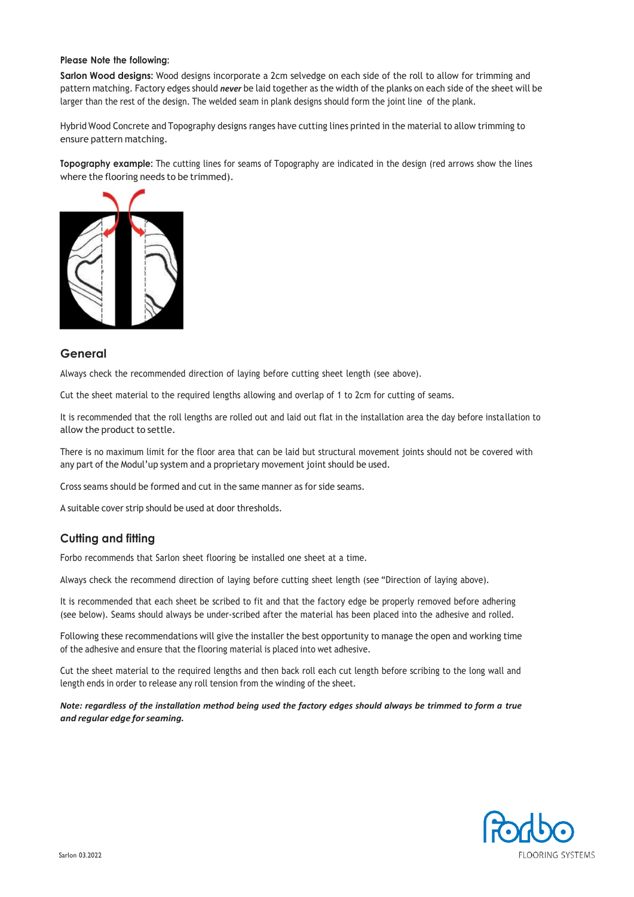**Please Note the following:**

**Sarlon Wood designs:** Wood designs incorporate a 2cm selvedge on each side of the roll to allow for trimming and pattern matching. Factory edges should ***never*** be laid together as the width of the planks on each side of the sheet will be larger than the rest of the design. The welded seam in plank designs should form the joint line of the plank.

Hybrid Wood Concrete and Topography designs ranges have cutting lines printed in the material to allow trimming to ensure pattern matching.

**Topography example:** The cutting lines for seams of Topography are indicated in the design (red arrows show the lines where the flooring needs to be trimmed).

## General

Always check the recommended direction of laying before cutting sheet length (see above).

Cut the sheet material to the required lengths allowing and overlap of 1 to 2cm for cutting of seams.

It is recommended that the roll lengths are rolled out and laid out flat in the installation area the day before installation to allow the product to settle.

There is no maximum limit for the floor area that can be laid but structural movement joints should not be covered with any part of the Modul'up system and a proprietary movement joint should be used.

Cross seams should be formed and cut in the same manner as for side seams.

A suitable cover strip should be used at door thresholds.

## Cutting and fitting

Forbo recommends that Sarlon sheet flooring be installed one sheet at a time.

Always check the recommend direction of laying before cutting sheet length (see "Direction of laying above).

It is recommended that each sheet be scribed to fit and that the factory edge be properly removed before adhering (see below). Seams should always be under-scribed after the material has been placed into the adhesive and rolled.

Following these recommendations will give the installer the best opportunity to manage the open and working time of the adhesive and ensure that the flooring material is placed into wet adhesive.

Cut the sheet material to the required lengths and then back roll each cut length before scribing to the long wall and length ends in order to release any roll tension from the winding of the sheet.

***Note: regardless of the installation method being used the factory edges should always be trimmed to form a true and regular edge for seaming.***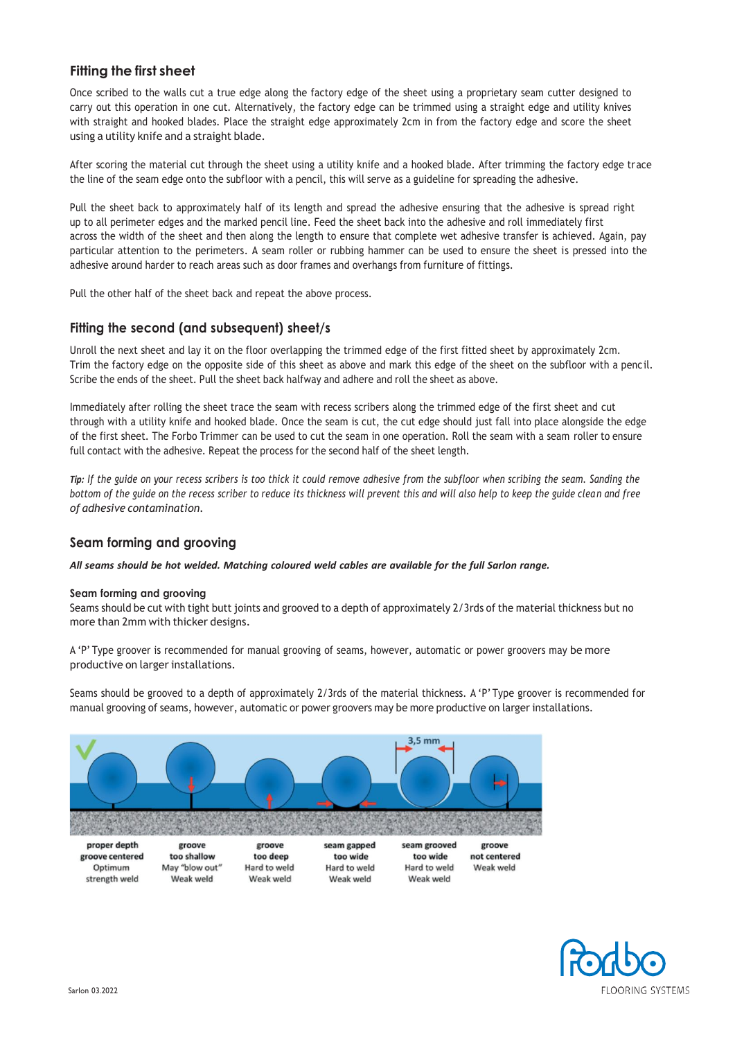## Fitting the first sheet

Once scribed to the walls cut a true edge along the factory edge of the sheet using a proprietary seam cutter designed to carry out this operation in one cut. Alternatively, the factory edge can be trimmed using a straight edge and utility knives with straight and hooked blades. Place the straight edge approximately 2cm in from the factory edge and score the sheet using a utility knife and a straight blade.

After scoring the material cut through the sheet using a utility knife and a hooked blade. After trimming the factory edge trace the line of the seam edge onto the subfloor with a pencil, this will serve as a guideline for spreading the adhesive.

Pull the sheet back to approximately half of its length and spread the adhesive ensuring that the adhesive is spread right up to all perimeter edges and the marked pencil line. Feed the sheet back into the adhesive and roll immediately first across the width of the sheet and then along the length to ensure that complete wet adhesive transfer is achieved. Again, pay particular attention to the perimeters. A seam roller or rubbing hammer can be used to ensure the sheet is pressed into the adhesive around harder to reach areas such as door frames and overhangs from furniture of fittings.

Pull the other half of the sheet back and repeat the above process.

## Fitting the second (and subsequent) sheet/s

Unroll the next sheet and lay it on the floor overlapping the trimmed edge of the first fitted sheet by approximately 2cm. Trim the factory edge on the opposite side of this sheet as above and mark this edge of the sheet on the subfloor with a pencil. Scribe the ends of the sheet. Pull the sheet back halfway and adhere and roll the sheet as above.

Immediately after rolling the sheet trace the seam with recess scribers along the trimmed edge of the first sheet and cut through with a utility knife and hooked blade. Once the seam is cut, the cut edge should just fall into place alongside the edge of the first sheet. The Forbo Trimmer can be used to cut the seam in one operation. Roll the seam with a seam roller to ensure full contact with the adhesive. Repeat the process for the second half of the sheet length.

***Tip:*** *If the guide on your recess scribers is too thick it could remove adhesive from the subfloor when scribing the seam. Sanding the bottom of the guide on the recess scriber to reduce its thickness will prevent this and will also help to keep the guide clean and free of adhesive contamination.*

## Seam forming and grooving

***All seams should be hot welded. Matching coloured weld cables are available for the full Sarlon range.***

### Seam forming and grooving

Seams should be cut with tight butt joints and grooved to a depth of approximately 2/3rds of the material thickness but no more than 2mm with thicker designs.

A 'P' Type groover is recommended for manual grooving of seams, however, automatic or power groovers may be more productive on larger installations.

Seams should be grooved to a depth of approximately 2/3rds of the material thickness. A 'P' Type groover is recommended for manual grooving of seams, however, automatic or power groovers may be more productive on larger installations.

3,5 mm

| **proper depth groove centered** Optimum strength weld | **groove too shallow** May "blow out" Weak weld | **groove too deep** Hard to weld Weak weld | **seam gapped too wide** Hard to weld Weak weld | **seam grooved too wide** Hard to weld Weak weld | **groove not centered** Weak weld |
|---|---|---|---|---|---|

Sarlon 03.2022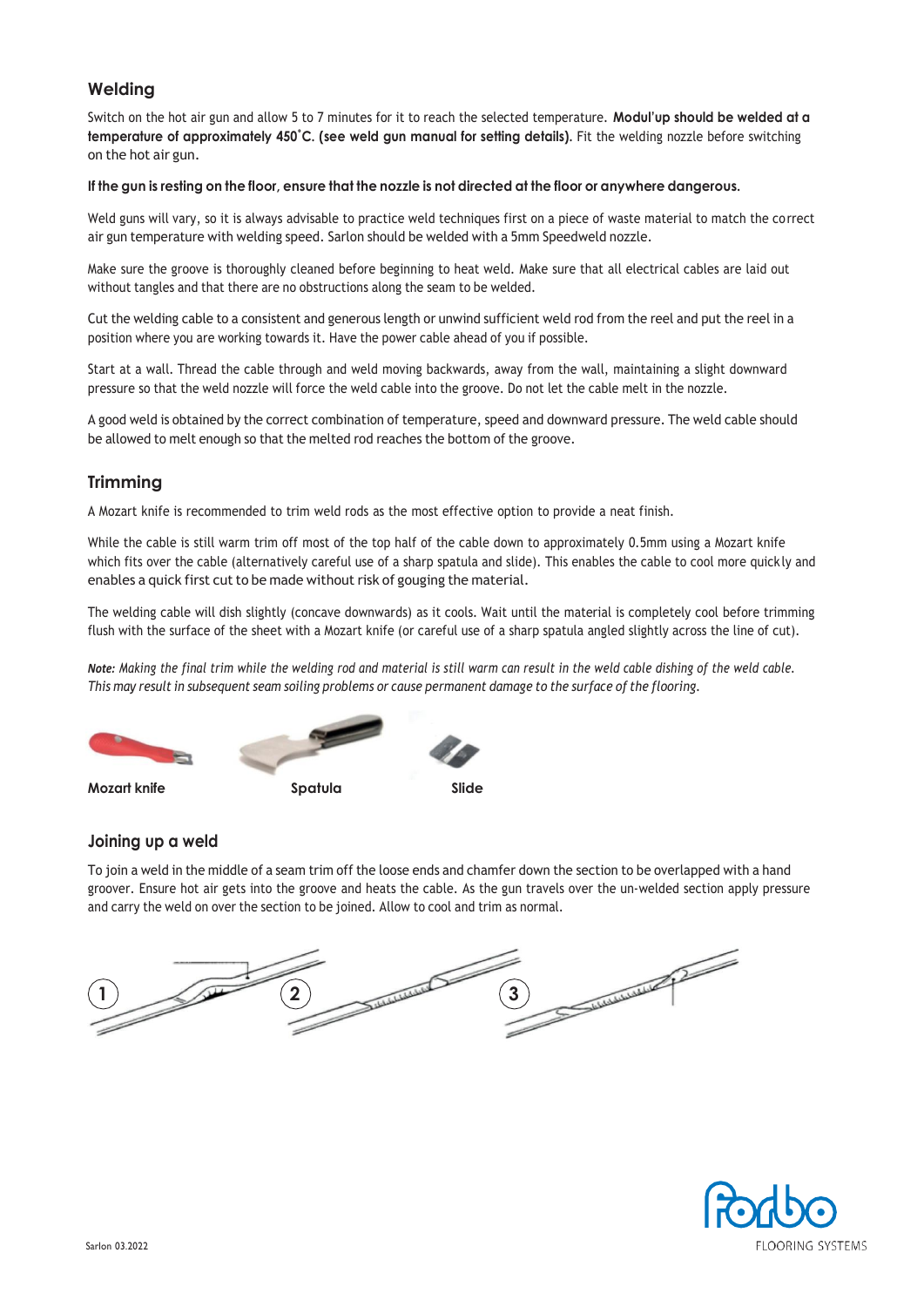## Welding

Switch on the hot air gun and allow 5 to 7 minutes for it to reach the selected temperature. **Modul'up should be welded at a temperature of approximately 450˚C. (see weld gun manual for setting details).** Fit the welding nozzle before switching on the hot air gun.

**If the gun is resting on the floor, ensure that the nozzle is not directed at the floor or anywhere dangerous.**

Weld guns will vary, so it is always advisable to practice weld techniques first on a piece of waste material to match the correct air gun temperature with welding speed. Sarlon should be welded with a 5mm Speedweld nozzle.

Make sure the groove is thoroughly cleaned before beginning to heat weld. Make sure that all electrical cables are laid out without tangles and that there are no obstructions along the seam to be welded.

Cut the welding cable to a consistent and generous length or unwind sufficient weld rod from the reel and put the reel in a position where you are working towards it. Have the power cable ahead of you if possible.

Start at a wall. Thread the cable through and weld moving backwards, away from the wall, maintaining a slight downward pressure so that the weld nozzle will force the weld cable into the groove. Do not let the cable melt in the nozzle.

A good weld is obtained by the correct combination of temperature, speed and downward pressure. The weld cable should be allowed to melt enough so that the melted rod reaches the bottom of the groove.

## Trimming

A Mozart knife is recommended to trim weld rods as the most effective option to provide a neat finish.

While the cable is still warm trim off most of the top half of the cable down to approximately 0.5mm using a Mozart knife which fits over the cable (alternatively careful use of a sharp spatula and slide). This enables the cable to cool more quickly and enables a quick first cut to be made without risk of gouging the material.

The welding cable will dish slightly (concave downwards) as it cools. Wait until the material is completely cool before trimming flush with the surface of the sheet with a Mozart knife (or careful use of a sharp spatula angled slightly across the line of cut).

***Note:** Making the final trim while the welding rod and material is still warm can result in the weld cable dishing of the weld cable. This may result in subsequent seam soiling problems or cause permanent damage to the surface of the flooring.*

**Mozart knife** | **Spatula** | **Slide**

## Joining up a weld

To join a weld in the middle of a seam trim off the loose ends and chamfer down the section to be overlapped with a hand groover. Ensure hot air gets into the groove and heats the cable. As the gun travels over the un-welded section apply pressure and carry the weld on over the section to be joined. Allow to cool and trim as normal.

1 2 3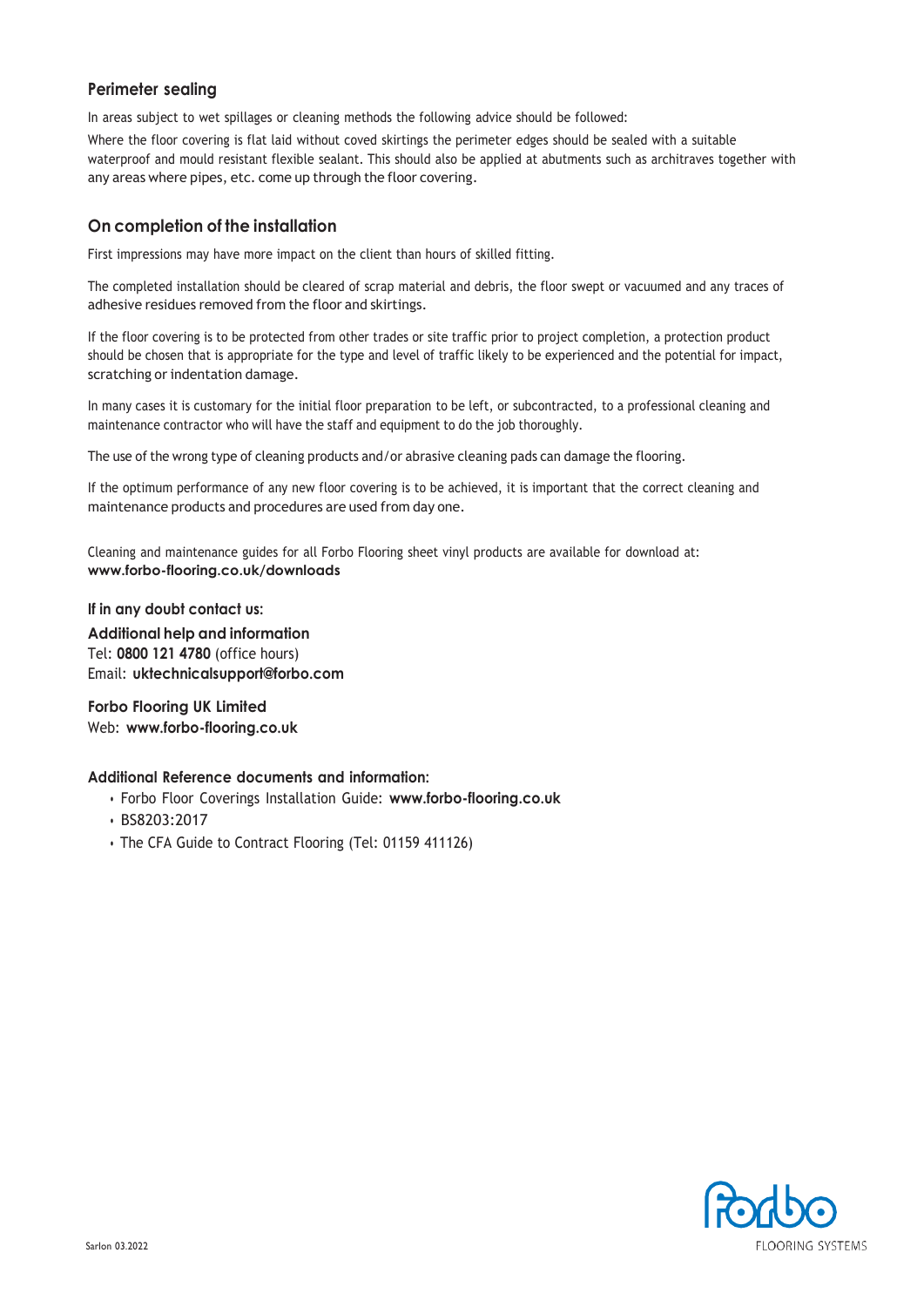## Perimeter sealing

In areas subject to wet spillages or cleaning methods the following advice should be followed:

Where the floor covering is flat laid without coved skirtings the perimeter edges should be sealed with a suitable waterproof and mould resistant flexible sealant. This should also be applied at abutments such as architraves together with any areas where pipes, etc. come up through the floor covering.

## On completion of the installation

First impressions may have more impact on the client than hours of skilled fitting.

The completed installation should be cleared of scrap material and debris, the floor swept or vacuumed and any traces of adhesive residues removed from the floor and skirtings.

If the floor covering is to be protected from other trades or site traffic prior to project completion, a protection product should be chosen that is appropriate for the type and level of traffic likely to be experienced and the potential for impact, scratching or indentation damage.

In many cases it is customary for the initial floor preparation to be left, or subcontracted, to a professional cleaning and maintenance contractor who will have the staff and equipment to do the job thoroughly.

The use of the wrong type of cleaning products and/or abrasive cleaning pads can damage the flooring.

If the optimum performance of any new floor covering is to be achieved, it is important that the correct cleaning and maintenance products and procedures are used from day one.

Cleaning and maintenance guides for all Forbo Flooring sheet vinyl products are available for download at:
**www.forbo-flooring.co.uk/downloads**

**If in any doubt contact us:**

**Additional help and information**
Tel: **0800 121 4780** (office hours)
Email: **uktechnicalsupport@forbo.com**

**Forbo Flooring UK Limited**
Web: **www.forbo-flooring.co.uk**

**Additional Reference documents and information:**

- Forbo Floor Coverings Installation Guide: **www.forbo-flooring.co.uk**
- BS8203:2017
- The CFA Guide to Contract Flooring (Tel: 01159 411126)

Sarlon 03.2022